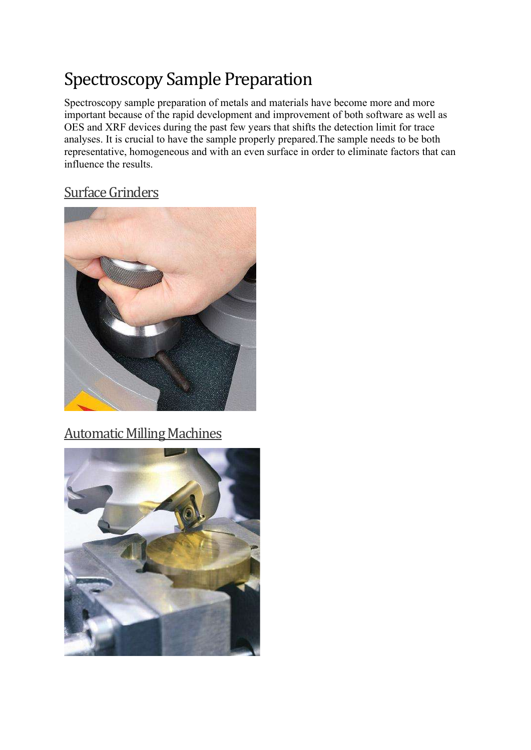# Spectroscopy Sample Preparation

Spectroscopy sample preparation of metals and materials have become more and more important because of the rapid development and improvement of both software as well as OES and XRF devices during the past few years that shifts the detection limit for trace analyses. It is crucial to have the sample properly prepared.The sample needs to be both representative, homogeneous and with an even surface in order to eliminate factors that can influence the results.

## Surface Grinders

## Automatic Milling Machines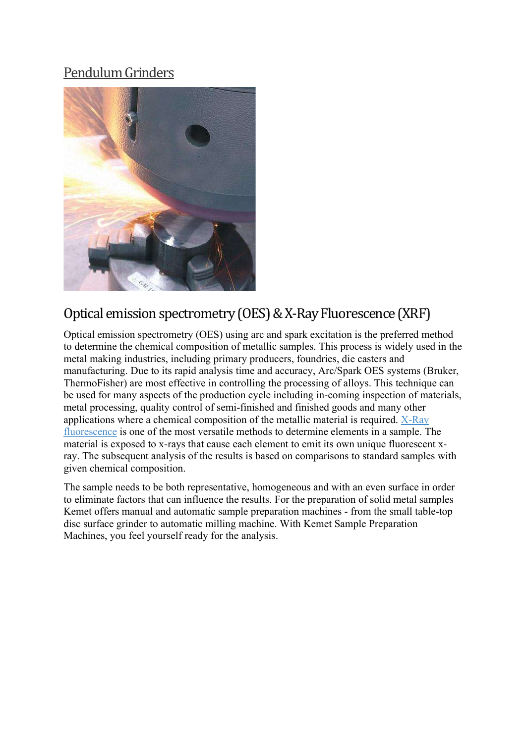## Pendulum Grinders

## Optical emission spectrometry (OES) & X-Ray Fluorescence (XRF)

Optical emission spectrometry (OES) using arc and spark excitation is the preferred method to determine the chemical composition of metallic samples. This process is widely used in the metal making industries, including primary producers, foundries, die casters and manufacturing. Due to its rapid analysis time and accuracy, Arc/Spark OES systems (Bruker, ThermoFisher) are most effective in controlling the processing of alloys. This technique can be used for many aspects of the production cycle including in-coming inspection of materials, metal processing, quality control of semi-finished and finished goods and many other applications where a chemical composition of the metallic material is required. X-Ray fluorescence is one of the most versatile methods to determine elements in a sample. The material is exposed to x-rays that cause each element to emit its own unique fluorescent x-ray. The subsequent analysis of the results is based on comparisons to standard samples with given chemical composition.

The sample needs to be both representative, homogeneous and with an even surface in order to eliminate factors that can influence the results. For the preparation of solid metal samples Kemet offers manual and automatic sample preparation machines - from the small table-top disc surface grinder to automatic milling machine. With Kemet Sample Preparation Machines, you feel yourself ready for the analysis.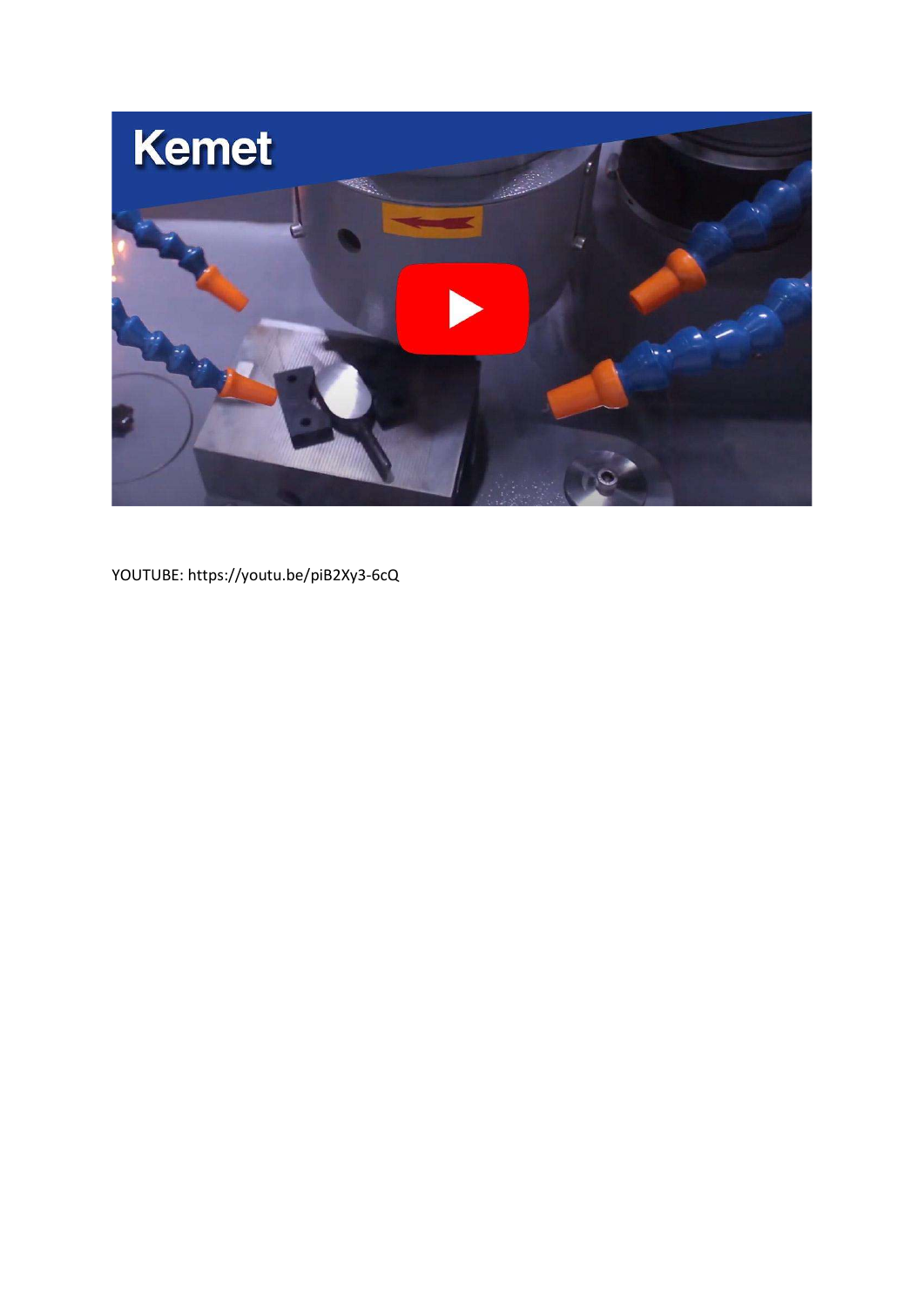YOUTUBE: https://youtu.be/piB2Xy3-6cQ